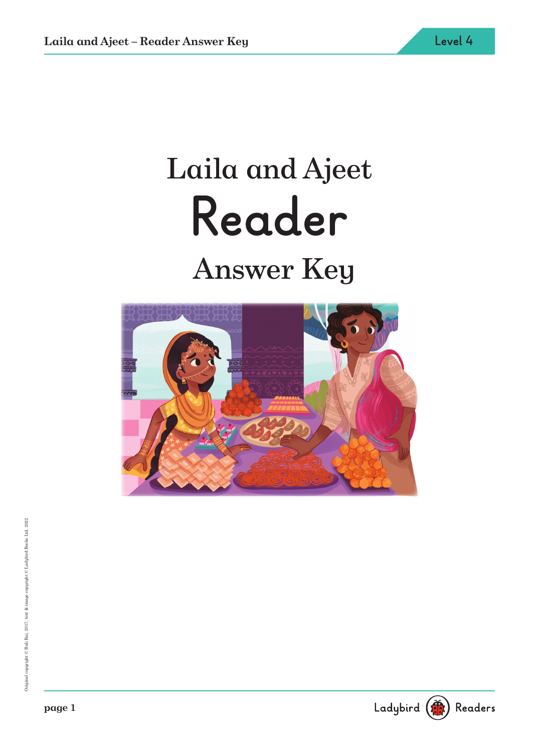# Laila and Ajeet

# Reader

## Answer Key

Original copyright © Bali Rai, 2017; text & image copyright © Ladybird Books Ltd, 2022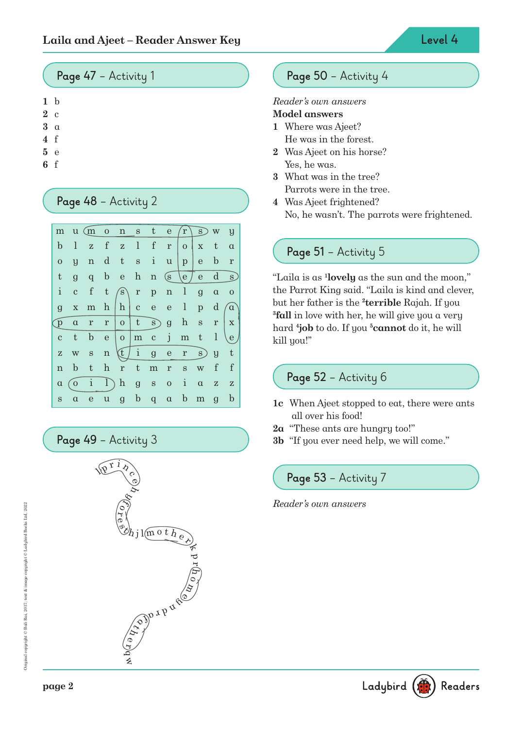## Page 47 – Activity 1

1 b
2 c
3 a
4 f
5 e
6 f

## Page 48 – Activity 2

| | | | | | | | | | | | |
|---|---|---|---|---|---|---|---|---|---|---|---|
| m | u | m | o | n | s | t | e | r | s | w | y |
| b | l | z | f | z | l | f | r | o | x | t | a |
| o | y | n | d | t | s | i | u | p | e | b | r |
| t | g | q | b | e | h | n | s | e | e | d | s |
| i | c | f | t | s | r | p | n | l | g | a | o |
| g | x | m | h | h | c | e | e | l | p | d | a |
| p | a | r | r | o | t | s | g | h | s | r | x |
| c | t | b | e | o | m | c | j | m | t | l | e |
| z | w | s | n | t | i | g | e | r | s | y | t |
| n | b | t | h | r | t | m | r | s | w | f | f |
| a | o | i | l | h | g | s | o | i | a | z | z |
| s | a | e | u | g | b | q | a | b | m | g | b |

## Page 49 – Activity 3

lprincehforesthjlmotherkprhomebnrdrfatherqw

## Page 50 – Activity 4

*Reader's own answers*

**Model answers**

1 Where was Ajeet?
He was in the forest.

2 Was Ajeet on his horse?
Yes, he was.

3 What was in the tree?
Parrots were in the tree.

4 Was Ajeet frightened?
No, he wasn't. The parrots were frightened.

## Page 51 – Activity 5

"Laila is as [1]**lovely** as the sun and the moon," the Parrot King said. "Laila is kind and clever, but her father is the [2]**terrible** Rajah. If you [3]**fall** in love with her, he will give you a very hard [4]**job** to do. If you [5]**cannot** do it, he will kill you!"

## Page 52 – Activity 6

**1c** When Ajeet stopped to eat, there were ants all over his food!

**2a** "These ants are hungry too!"

**3b** "If you ever need help, we will come."

## Page 53 – Activity 7

*Reader's own answers*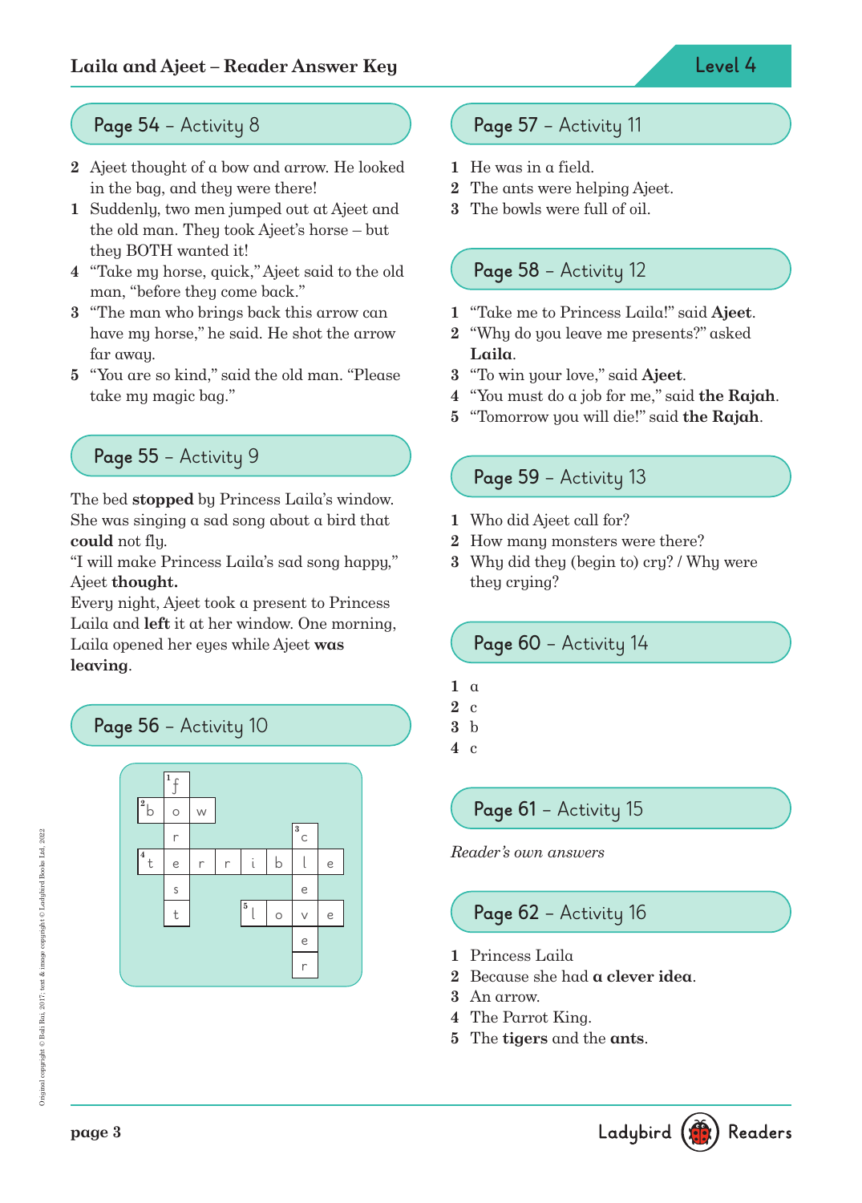# Laila and Ajeet – Reader Answer Key

Level 4

## Page 54 – Activity 8

**2** Ajeet thought of a bow and arrow. He looked in the bag, and they were there!
**1** Suddenly, two men jumped out at Ajeet and the old man. They took Ajeet's horse – but they BOTH wanted it!
**4** "Take my horse, quick," Ajeet said to the old man, "before they come back."
**3** "The man who brings back this arrow can have my horse," he said. He shot the arrow far away.
**5** "You are so kind," said the old man. "Please take my magic bag."

## Page 55 – Activity 9

The bed **stopped** by Princess Laila's window. She was singing a sad song about a bird that **could** not fly.
"I will make Princess Laila's sad song happy," Ajeet **thought.**
Every night, Ajeet took a present to Princess Laila and **left** it at her window. One morning, Laila opened her eyes while Ajeet **was leaving**.

## Page 56 – Activity 10

| | | | | | | | |
|---|---|---|---|---|---|---|---|
| | [1] f | | | | | | |
| [2] b | o | w | | | | | |
| | r | | | | | [3] c | |
| [4] t | e | r | r | i | b | l | e |
| | s | | | | | e | |
| | t | | | [5] l | o | v | e |
| | | | | | | e | |
| | | | | | | r | |

## Page 57 – Activity 11

**1** He was in a field.
**2** The ants were helping Ajeet.
**3** The bowls were full of oil.

## Page 58 – Activity 12

**1** "Take me to Princess Laila!" said **Ajeet**.
**2** "Why do you leave me presents?" asked **Laila**.
**3** "To win your love," said **Ajeet**.
**4** "You must do a job for me," said **the Rajah**.
**5** "Tomorrow you will die!" said **the Rajah**.

## Page 59 – Activity 13

**1** Who did Ajeet call for?
**2** How many monsters were there?
**3** Why did they (begin to) cry? / Why were they crying?

## Page 60 – Activity 14

**1** a
**2** c
**3** b
**4** c

## Page 61 – Activity 15

*Reader's own answers*

## Page 62 – Activity 16

**1** Princess Laila
**2** Because she had **a clever idea**.
**3** An arrow.
**4** The Parrot King.
**5** The **tigers** and the **ants**.